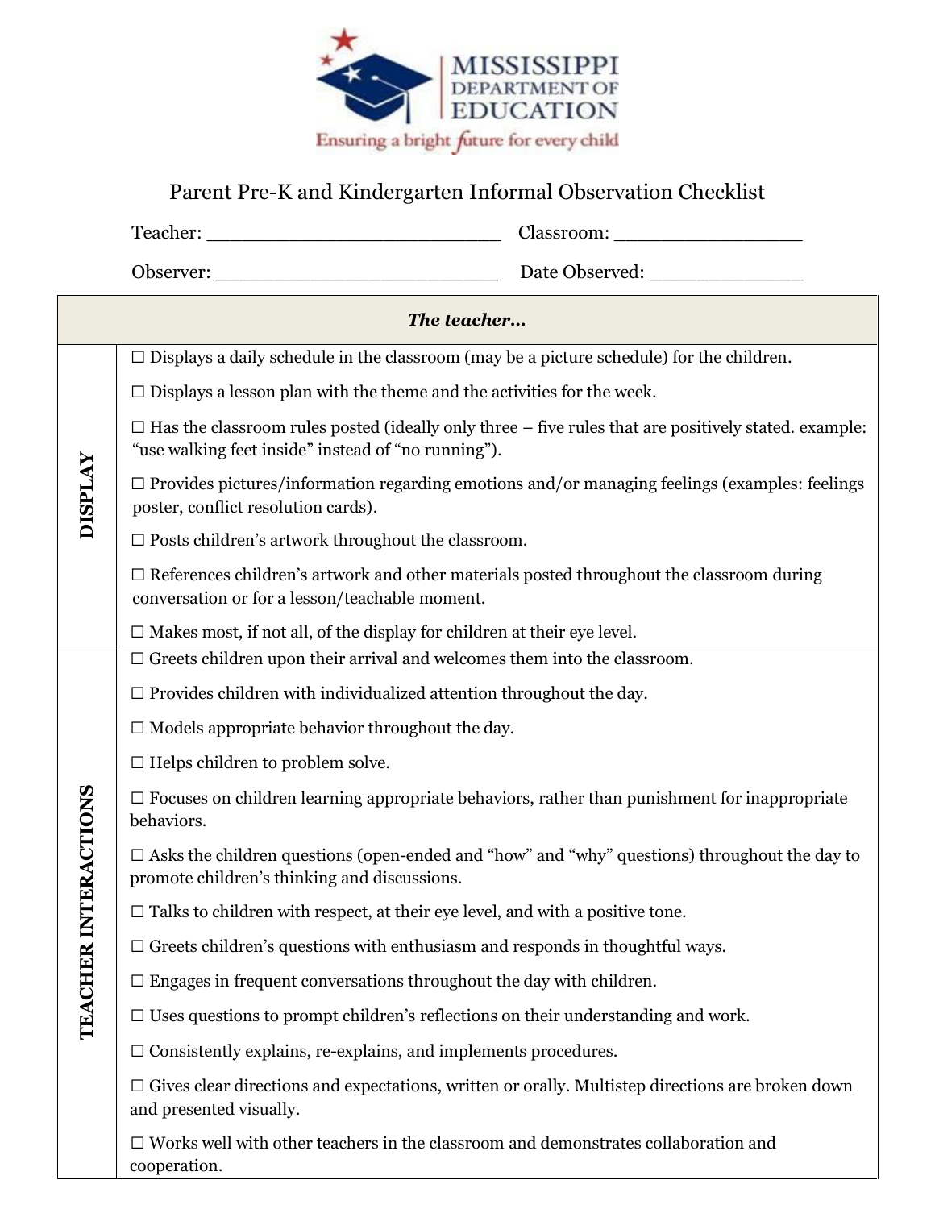MISSISSIPPI DEPARTMENT OF EDUCATION

Ensuring a bright future for every child

# Parent Pre-K and Kindergarten Informal Observation Checklist

Teacher: ___________________________ Classroom: _________________

Observer: __________________________ Date Observed: ______________

| | *The teacher…* |
|---|---|
| **DISPLAY** | ☐ Displays a daily schedule in the classroom (may be a picture schedule) for the children.<br>☐ Displays a lesson plan with the theme and the activities for the week.<br>☐ Has the classroom rules posted (ideally only three – five rules that are positively stated. example: “use walking feet inside” instead of “no running”).<br>☐ Provides pictures/information regarding emotions and/or managing feelings (examples: feelings poster, conflict resolution cards).<br>☐ Posts children’s artwork throughout the classroom.<br>☐ References children’s artwork and other materials posted throughout the classroom during conversation or for a lesson/teachable moment.<br>☐ Makes most, if not all, of the display for children at their eye level. |
| **TEACHER INTERACTIONS** | ☐ Greets children upon their arrival and welcomes them into the classroom.<br>☐ Provides children with individualized attention throughout the day.<br>☐ Models appropriate behavior throughout the day.<br>☐ Helps children to problem solve.<br>☐ Focuses on children learning appropriate behaviors, rather than punishment for inappropriate behaviors.<br>☐ Asks the children questions (open-ended and “how” and “why” questions) throughout the day to promote children’s thinking and discussions.<br>☐ Talks to children with respect, at their eye level, and with a positive tone.<br>☐ Greets children’s questions with enthusiasm and responds in thoughtful ways.<br>☐ Engages in frequent conversations throughout the day with children.<br>☐ Uses questions to prompt children’s reflections on their understanding and work.<br>☐ Consistently explains, re-explains, and implements procedures.<br>☐ Gives clear directions and expectations, written or orally. Multistep directions are broken down and presented visually.<br>☐ Works well with other teachers in the classroom and demonstrates collaboration and cooperation. |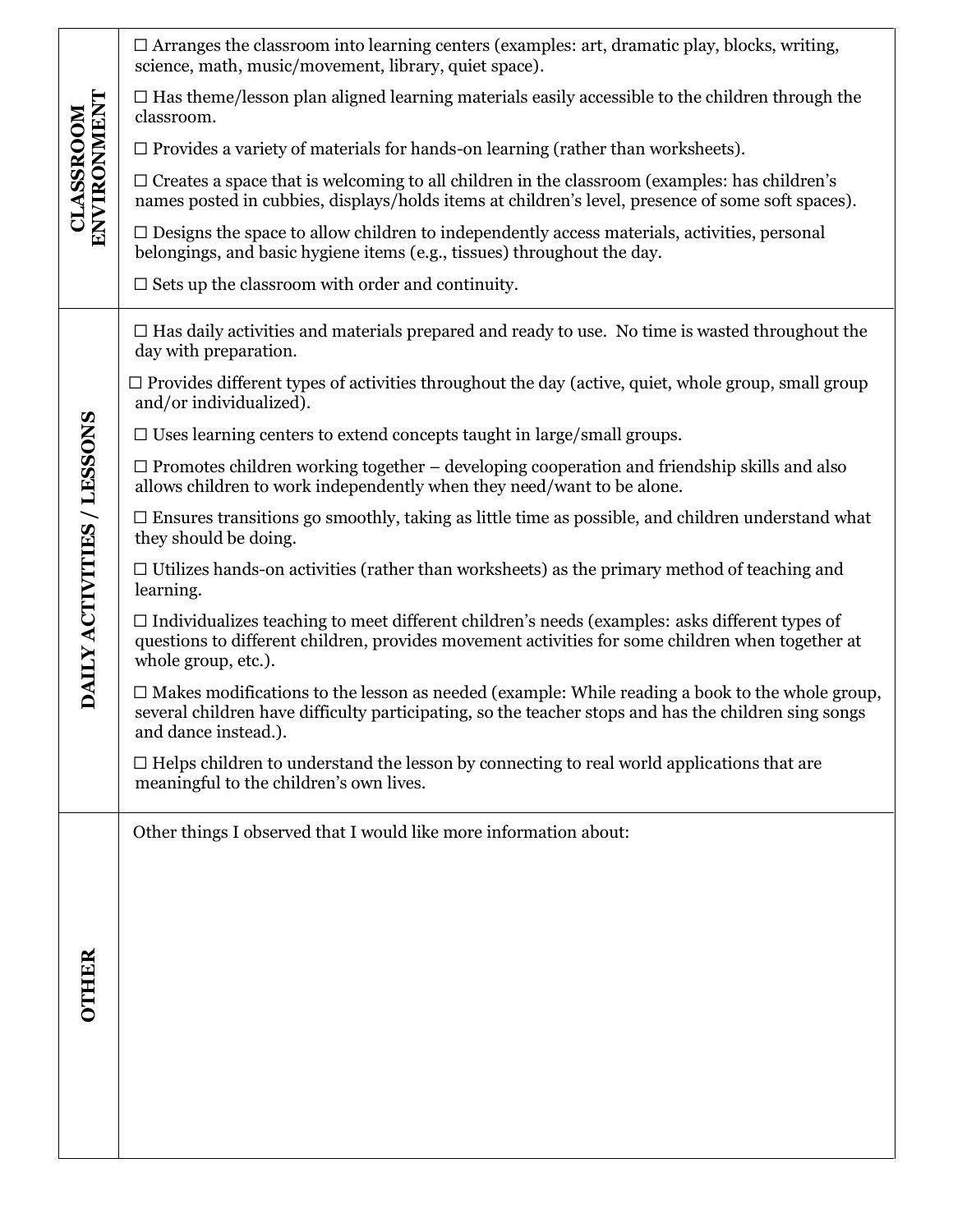| | |
|---|---|
| **CLASSROOM ENVIRONMENT** | ☐ Arranges the classroom into learning centers (examples: art, dramatic play, blocks, writing, science, math, music/movement, library, quiet space).<br><br>☐ Has theme/lesson plan aligned learning materials easily accessible to the children through the classroom.<br><br>☐ Provides a variety of materials for hands-on learning (rather than worksheets).<br><br>☐ Creates a space that is welcoming to all children in the classroom (examples: has children's names posted in cubbies, displays/holds items at children's level, presence of some soft spaces).<br><br>☐ Designs the space to allow children to independently access materials, activities, personal belongings, and basic hygiene items (e.g., tissues) throughout the day.<br><br>☐ Sets up the classroom with order and continuity. |
| **DAILY ACTIVITIES / LESSONS** | ☐ Has daily activities and materials prepared and ready to use. No time is wasted throughout the day with preparation.<br><br>☐ Provides different types of activities throughout the day (active, quiet, whole group, small group and/or individualized).<br><br>☐ Uses learning centers to extend concepts taught in large/small groups.<br><br>☐ Promotes children working together – developing cooperation and friendship skills and also allows children to work independently when they need/want to be alone.<br><br>☐ Ensures transitions go smoothly, taking as little time as possible, and children understand what they should be doing.<br><br>☐ Utilizes hands-on activities (rather than worksheets) as the primary method of teaching and learning.<br><br>☐ Individualizes teaching to meet different children's needs (examples: asks different types of questions to different children, provides movement activities for some children when together at whole group, etc.).<br><br>☐ Makes modifications to the lesson as needed (example: While reading a book to the whole group, several children have difficulty participating, so the teacher stops and has the children sing songs and dance instead.).<br><br>☐ Helps children to understand the lesson by connecting to real world applications that are meaningful to the children's own lives. |
| **OTHER** | Other things I observed that I would like more information about: |